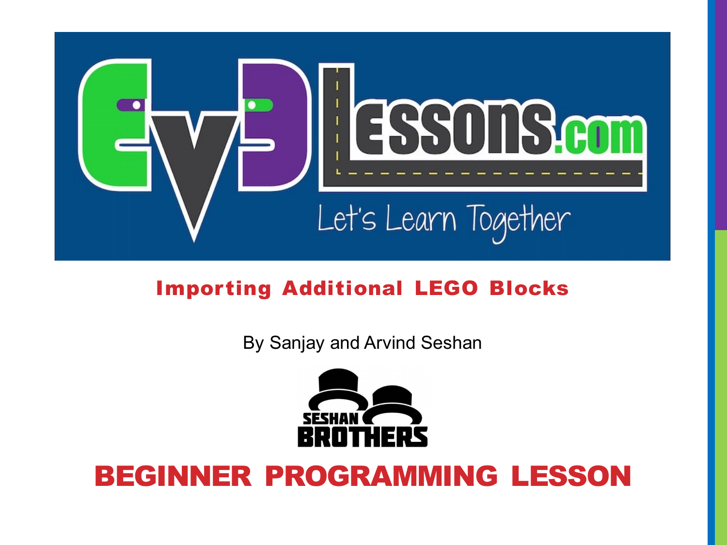# Importing Additional LEGO Blocks

By Sanjay and Arvind Seshan

## BEGINNER PROGRAMMING LESSON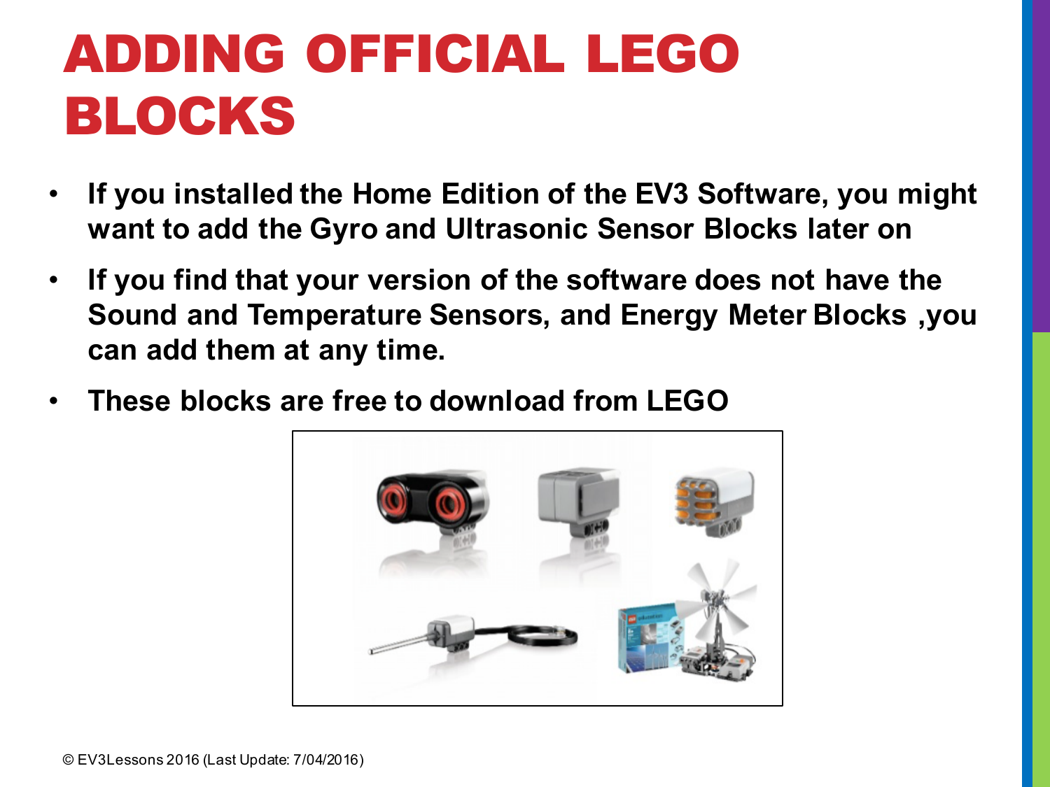# ADDING OFFICIAL LEGO BLOCKS

- If you installed the Home Edition of the EV3 Software, you might want to add the Gyro and Ultrasonic Sensor Blocks later on
- If you find that your version of the software does not have the Sound and Temperature Sensors, and Energy Meter Blocks ,you can add them at any time.
- These blocks are free to download from LEGO

© EV3Lessons 2016 (Last Update: 7/04/2016)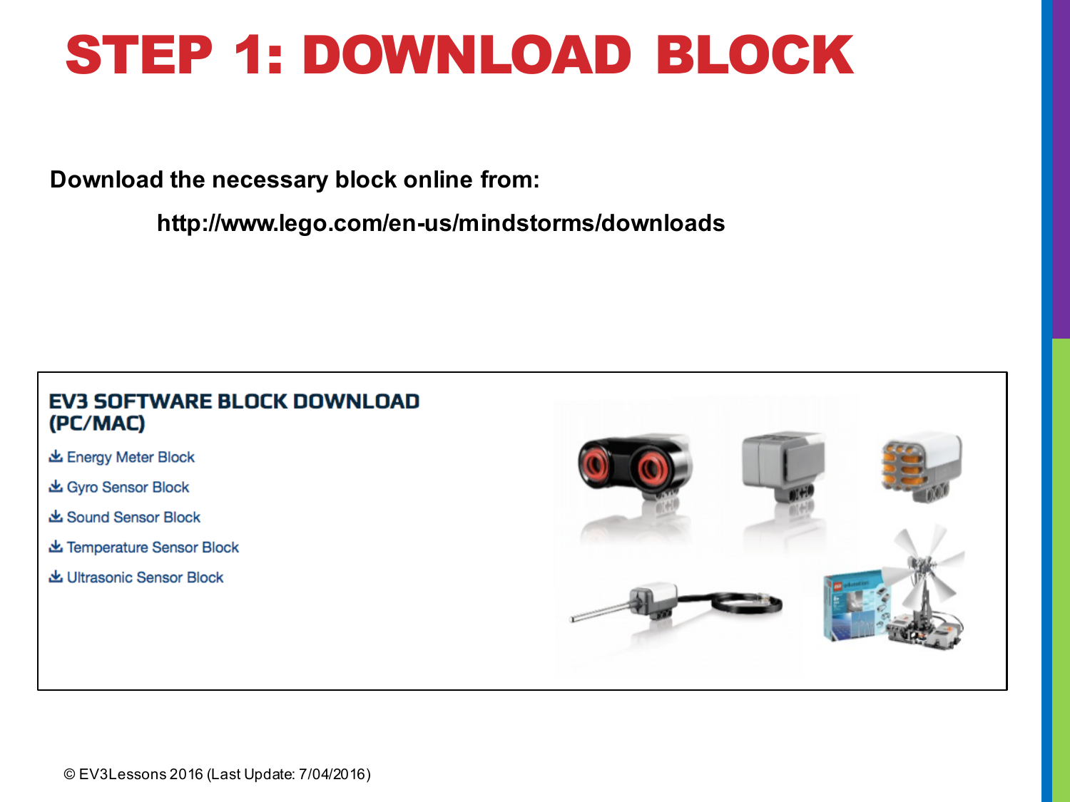# STEP 1: DOWNLOAD BLOCK

**Download the necessary block online from:**

**http://www.lego.com/en-us/mindstorms/downloads**

## EV3 SOFTWARE BLOCK DOWNLOAD (PC/MAC)

- Energy Meter Block
- Gyro Sensor Block
- Sound Sensor Block
- Temperature Sensor Block
- Ultrasonic Sensor Block

© EV3Lessons 2016 (Last Update: 7/04/2016)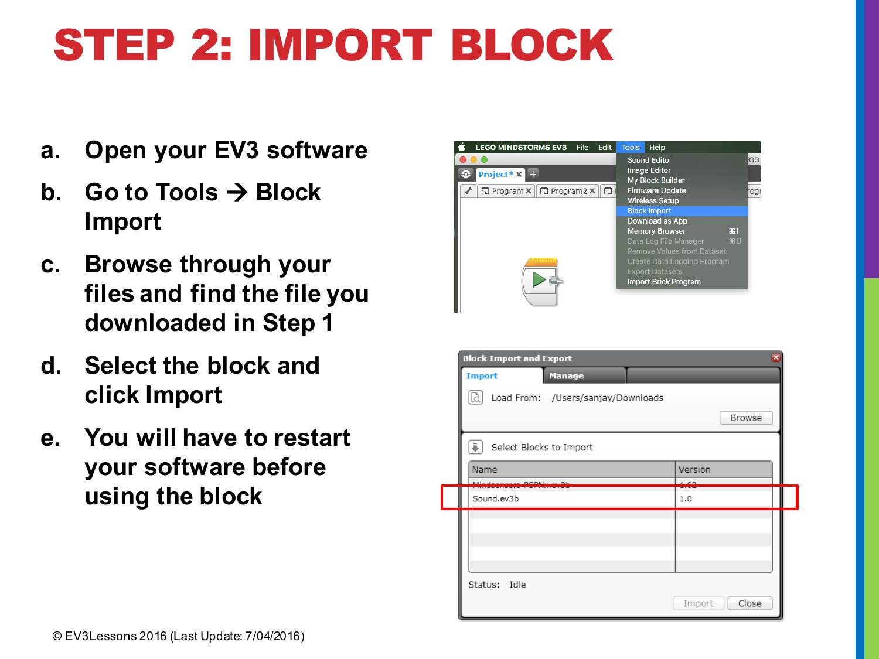# STEP 2: IMPORT BLOCK

a. Open your EV3 software

b. Go to Tools → Block Import

c. Browse through your files and find the file you downloaded in Step 1

d. Select the block and click Import

e. You will have to restart your software before using the block

© EV3Lessons 2016 (Last Update: 7/04/2016)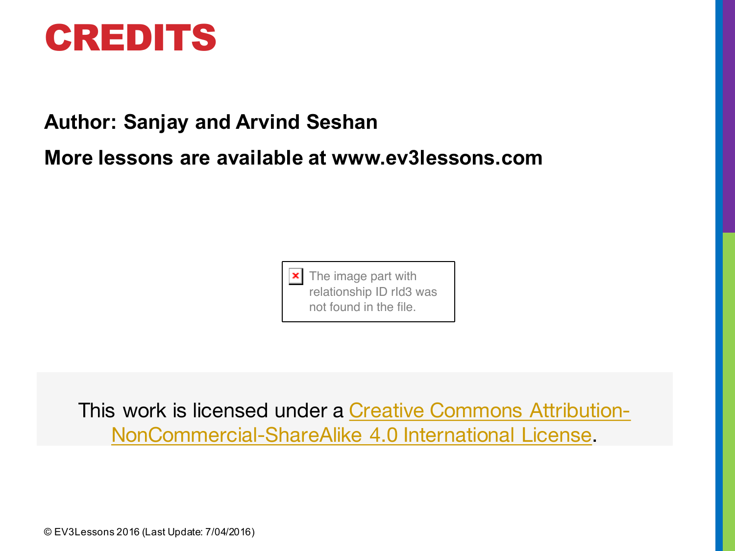# CREDITS

**Author: Sanjay and Arvind Seshan**

**More lessons are available at www.ev3lessons.com**

The image part with relationship ID rId3 was not found in the file.

This work is licensed under a Creative Commons Attribution-NonCommercial-ShareAlike 4.0 International License.

© EV3Lessons 2016 (Last Update: 7/04/2016)